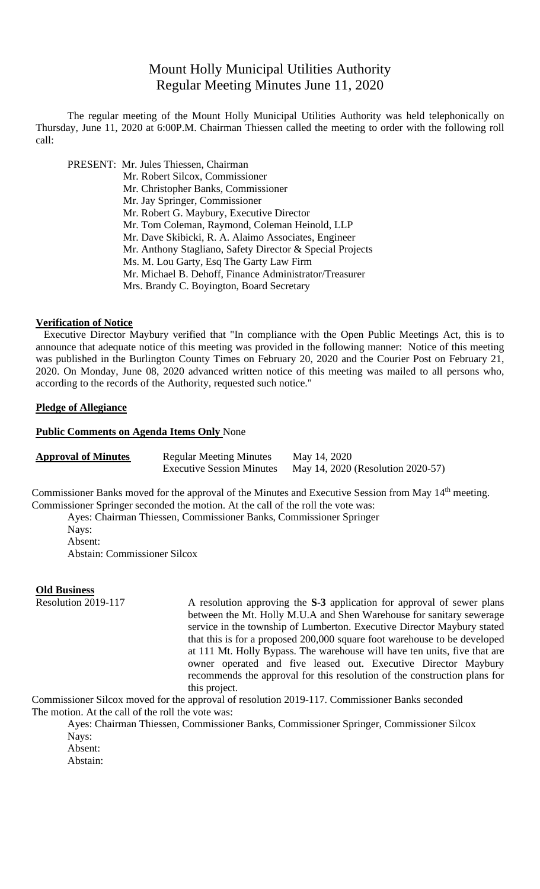# Mount Holly Municipal Utilities Authority
## Regular Meeting Minutes June 11, 2020

The regular meeting of the Mount Holly Municipal Utilities Authority was held telephonically on Thursday, June 11, 2020 at 6:00P.M. Chairman Thiessen called the meeting to order with the following roll call:

PRESENT: Mr. Jules Thiessen, Chairman
Mr. Robert Silcox, Commissioner
Mr. Christopher Banks, Commissioner
Mr. Jay Springer, Commissioner
Mr. Robert G. Maybury, Executive Director
Mr. Tom Coleman, Raymond, Coleman Heinold, LLP
Mr. Dave Skibicki, R. A. Alaimo Associates, Engineer
Mr. Anthony Stagliano, Safety Director & Special Projects
Ms. M. Lou Garty, Esq The Garty Law Firm
Mr. Michael B. Dehoff, Finance Administrator/Treasurer
Mrs. Brandy C. Boyington, Board Secretary

**Verification of Notice**

Executive Director Maybury verified that "In compliance with the Open Public Meetings Act, this is to announce that adequate notice of this meeting was provided in the following manner: Notice of this meeting was published in the Burlington County Times on February 20, 2020 and the Courier Post on February 21, 2020. On Monday, June 08, 2020 advanced written notice of this meeting was mailed to all persons who, according to the records of the Authority, requested such notice."

**Pledge of Allegiance**

**Public Comments on Agenda Items Only** None

| **Approval of Minutes** | Regular Meeting Minutes | May 14, 2020 |
|---|---|---|
| | Executive Session Minutes | May 14, 2020 (Resolution 2020-57) |

Commissioner Banks moved for the approval of the Minutes and Executive Session from May 14th meeting. Commissioner Springer seconded the motion. At the call of the roll the vote was:

Ayes: Chairman Thiessen, Commissioner Banks, Commissioner Springer
Nays:
Absent:
Abstain: Commissioner Silcox

**Old Business**

Resolution 2019-117 — A resolution approving the **S-3** application for approval of sewer plans between the Mt. Holly M.U.A and Shen Warehouse for sanitary sewerage service in the township of Lumberton. Executive Director Maybury stated that this is for a proposed 200,000 square foot warehouse to be developed at 111 Mt. Holly Bypass. The warehouse will have ten units, five that are owner operated and five leased out. Executive Director Maybury recommends the approval for this resolution of the construction plans for this project.

Commissioner Silcox moved for the approval of resolution 2019-117. Commissioner Banks seconded The motion. At the call of the roll the vote was:

Ayes: Chairman Thiessen, Commissioner Banks, Commissioner Springer, Commissioner Silcox
Nays:
Absent:
Abstain: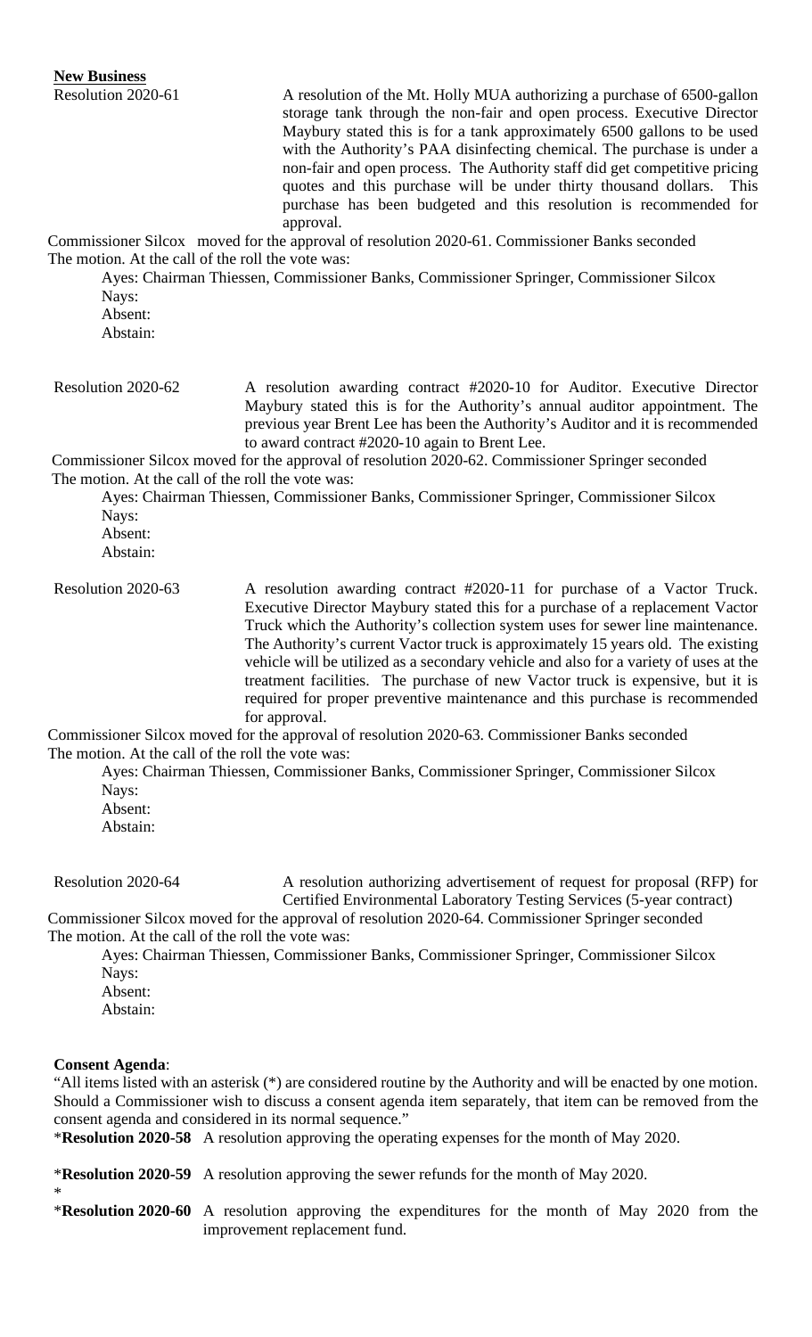**New Business**

Resolution 2020-61 — A resolution of the Mt. Holly MUA authorizing a purchase of 6500-gallon storage tank through the non-fair and open process. Executive Director Maybury stated this is for a tank approximately 6500 gallons to be used with the Authority's PAA disinfecting chemical. The purchase is under a non-fair and open process. The Authority staff did get competitive pricing quotes and this purchase will be under thirty thousand dollars. This purchase has been budgeted and this resolution is recommended for approval.

Commissioner Silcox moved for the approval of resolution 2020-61. Commissioner Banks seconded The motion. At the call of the roll the vote was:

Ayes: Chairman Thiessen, Commissioner Banks, Commissioner Springer, Commissioner Silcox
Nays:
Absent:
Abstain:

Resolution 2020-62 — A resolution awarding contract #2020-10 for Auditor. Executive Director Maybury stated this is for the Authority's annual auditor appointment. The previous year Brent Lee has been the Authority's Auditor and it is recommended to award contract #2020-10 again to Brent Lee.

Commissioner Silcox moved for the approval of resolution 2020-62. Commissioner Springer seconded The motion. At the call of the roll the vote was:

Ayes: Chairman Thiessen, Commissioner Banks, Commissioner Springer, Commissioner Silcox
Nays:
Absent:
Abstain:

Resolution 2020-63 — A resolution awarding contract #2020-11 for purchase of a Vactor Truck. Executive Director Maybury stated this for a purchase of a replacement Vactor Truck which the Authority's collection system uses for sewer line maintenance. The Authority's current Vactor truck is approximately 15 years old. The existing vehicle will be utilized as a secondary vehicle and also for a variety of uses at the treatment facilities. The purchase of new Vactor truck is expensive, but it is required for proper preventive maintenance and this purchase is recommended for approval.

Commissioner Silcox moved for the approval of resolution 2020-63. Commissioner Banks seconded The motion. At the call of the roll the vote was:

Ayes: Chairman Thiessen, Commissioner Banks, Commissioner Springer, Commissioner Silcox
Nays:
Absent:
Abstain:

Resolution 2020-64 — A resolution authorizing advertisement of request for proposal (RFP) for Certified Environmental Laboratory Testing Services (5-year contract)

Commissioner Silcox moved for the approval of resolution 2020-64. Commissioner Springer seconded The motion. At the call of the roll the vote was:

Ayes: Chairman Thiessen, Commissioner Banks, Commissioner Springer, Commissioner Silcox
Nays:
Absent:
Abstain:

**Consent Agenda**:

"All items listed with an asterisk (*) are considered routine by the Authority and will be enacted by one motion. Should a Commissioner wish to discuss a consent agenda item separately, that item can be removed from the consent agenda and considered in its normal sequence."

***Resolution 2020-58** A resolution approving the operating expenses for the month of May 2020.

***Resolution 2020-59** A resolution approving the sewer refunds for the month of May 2020.

*

***Resolution 2020-60** A resolution approving the expenditures for the month of May 2020 from the improvement replacement fund.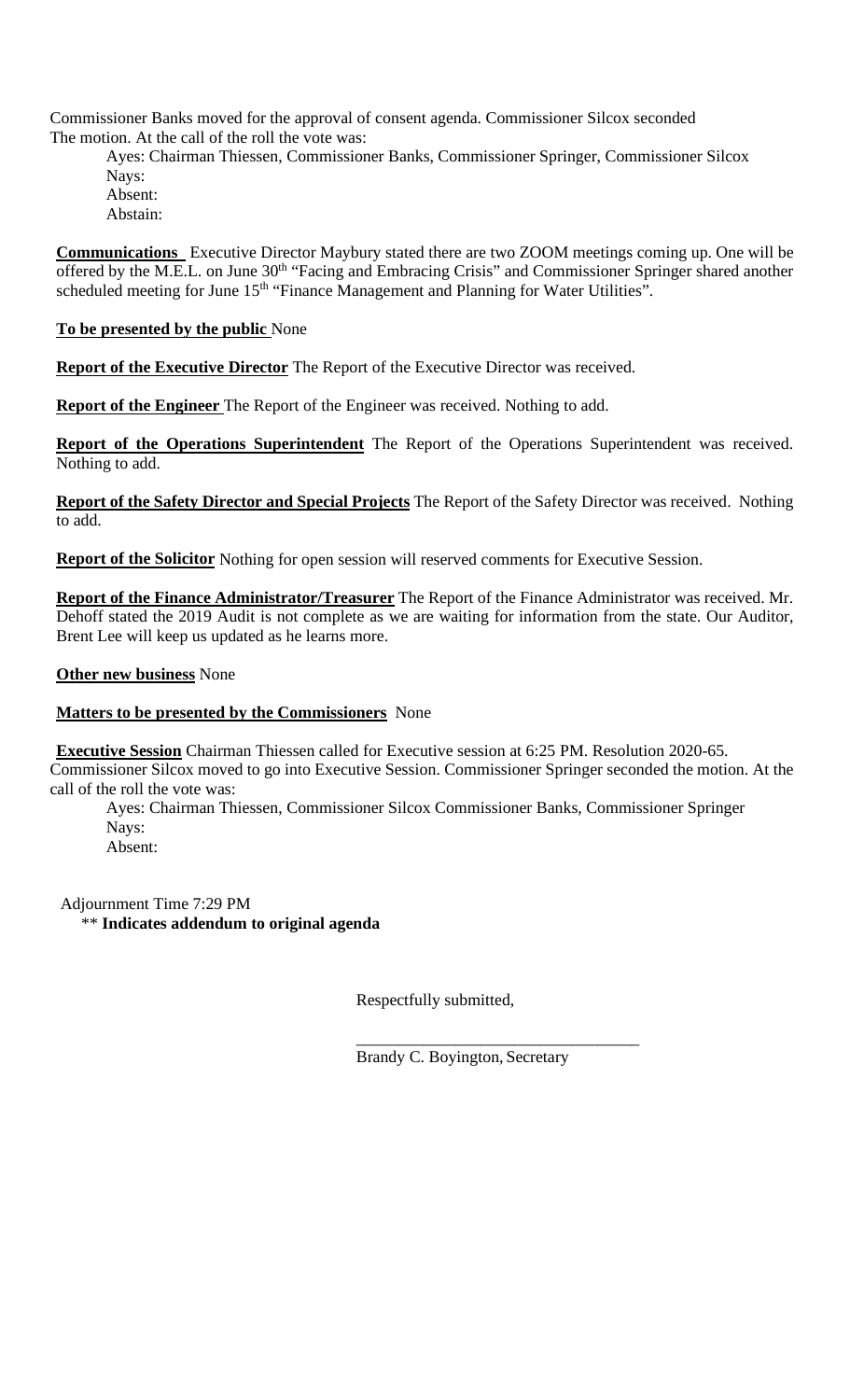Commissioner Banks moved for the approval of consent agenda. Commissioner Silcox seconded The motion. At the call of the roll the vote was:

Ayes: Chairman Thiessen, Commissioner Banks, Commissioner Springer, Commissioner Silcox
Nays:
Absent:
Abstain:

**Communications** Executive Director Maybury stated there are two ZOOM meetings coming up. One will be offered by the M.E.L. on June 30th "Facing and Embracing Crisis" and Commissioner Springer shared another scheduled meeting for June 15th "Finance Management and Planning for Water Utilities".

**To be presented by the public** None

**Report of the Executive Director** The Report of the Executive Director was received.

**Report of the Engineer** The Report of the Engineer was received. Nothing to add.

**Report of the Operations Superintendent** The Report of the Operations Superintendent was received. Nothing to add.

**Report of the Safety Director and Special Projects** The Report of the Safety Director was received. Nothing to add.

**Report of the Solicitor** Nothing for open session will reserved comments for Executive Session.

**Report of the Finance Administrator/Treasurer** The Report of the Finance Administrator was received. Mr. Dehoff stated the 2019 Audit is not complete as we are waiting for information from the state. Our Auditor, Brent Lee will keep us updated as he learns more.

**Other new business** None

**Matters to be presented by the Commissioners** None

**Executive Session** Chairman Thiessen called for Executive session at 6:25 PM. Resolution 2020-65. Commissioner Silcox moved to go into Executive Session. Commissioner Springer seconded the motion. At the call of the roll the vote was:

Ayes: Chairman Thiessen, Commissioner Silcox Commissioner Banks, Commissioner Springer
Nays:
Absent:

Adjournment Time 7:29 PM

** **Indicates addendum to original agenda**

Respectfully submitted,

\_\_\_\_\_\_\_\_\_\_\_\_\_\_\_\_\_\_\_\_\_\_\_\_\_\_\_\_\_\_\_\_\_\_

Brandy C. Boyington, Secretary